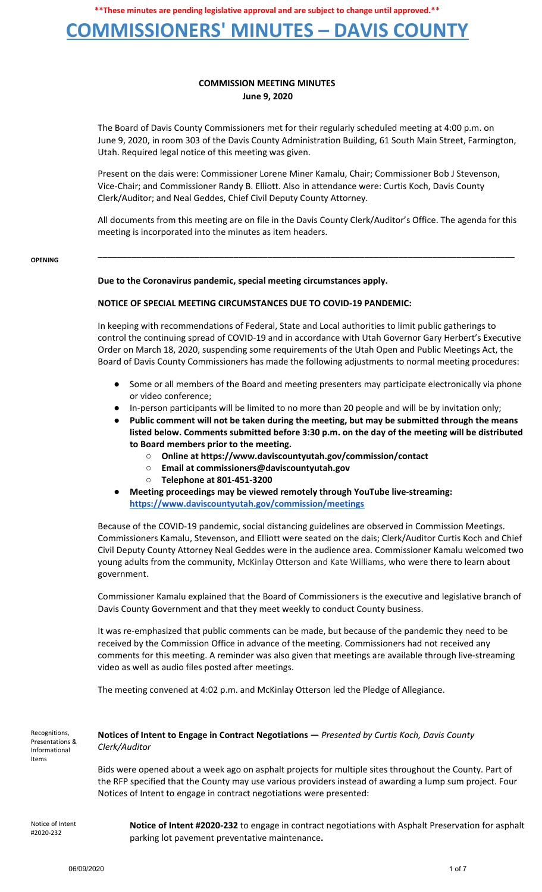**\*\*These minutes are pending legislative approval and are subject to change until approved.\*\***

# COMMISSIONERS' MINUTES – DAVIS COUNTY

## COMMISSION MEETING MINUTES
**June 9, 2020**

The Board of Davis County Commissioners met for their regularly scheduled meeting at 4:00 p.m. on June 9, 2020, in room 303 of the Davis County Administration Building, 61 South Main Street, Farmington, Utah. Required legal notice of this meeting was given.

Present on the dais were: Commissioner Lorene Miner Kamalu, Chair; Commissioner Bob J Stevenson, Vice-Chair; and Commissioner Randy B. Elliott. Also in attendance were: Curtis Koch, Davis County Clerk/Auditor; and Neal Geddes, Chief Civil Deputy County Attorney.

All documents from this meeting are on file in the Davis County Clerk/Auditor's Office. The agenda for this meeting is incorporated into the minutes as item headers.

---

**OPENING**

**Due to the Coronavirus pandemic, special meeting circumstances apply.**

**NOTICE OF SPECIAL MEETING CIRCUMSTANCES DUE TO COVID-19 PANDEMIC:**

In keeping with recommendations of Federal, State and Local authorities to limit public gatherings to control the continuing spread of COVID-19 and in accordance with Utah Governor Gary Herbert's Executive Order on March 18, 2020, suspending some requirements of the Utah Open and Public Meetings Act, the Board of Davis County Commissioners has made the following adjustments to normal meeting procedures:

- Some or all members of the Board and meeting presenters may participate electronically via phone or video conference;
- In-person participants will be limited to no more than 20 people and will be by invitation only;
- **Public comment will not be taken during the meeting, but may be submitted through the means listed below. Comments submitted before 3:30 p.m. on the day of the meeting will be distributed to Board members prior to the meeting.**
  - **Online at https://www.daviscountyutah.gov/commission/contact**
  - **Email at commissioners@daviscountyutah.gov**
  - **Telephone at 801-451-3200**
- **Meeting proceedings may be viewed remotely through YouTube live-streaming: https://www.daviscountyutah.gov/commission/meetings**

Because of the COVID-19 pandemic, social distancing guidelines are observed in Commission Meetings. Commissioners Kamalu, Stevenson, and Elliott were seated on the dais; Clerk/Auditor Curtis Koch and Chief Civil Deputy County Attorney Neal Geddes were in the audience area. Commissioner Kamalu welcomed two young adults from the community, McKinlay Otterson and Kate Williams, who were there to learn about government.

Commissioner Kamalu explained that the Board of Commissioners is the executive and legislative branch of Davis County Government and that they meet weekly to conduct County business.

It was re-emphasized that public comments can be made, but because of the pandemic they need to be received by the Commission Office in advance of the meeting. Commissioners had not received any comments for this meeting. A reminder was also given that meetings are available through live-streaming video as well as audio files posted after meetings.

The meeting convened at 4:02 p.m. and McKinlay Otterson led the Pledge of Allegiance.

**Recognitions, Presentations & Informational Items**

**Notices of Intent to Engage in Contract Negotiations —** *Presented by Curtis Koch, Davis County Clerk/Auditor*

Bids were opened about a week ago on asphalt projects for multiple sites throughout the County. Part of the RFP specified that the County may use various providers instead of awarding a lump sum project. Four Notices of Intent to engage in contract negotiations were presented:

**Notice of Intent #2020-232**

**Notice of Intent #2020-232** to engage in contract negotiations with Asphalt Preservation for asphalt parking lot pavement preventative maintenance**.**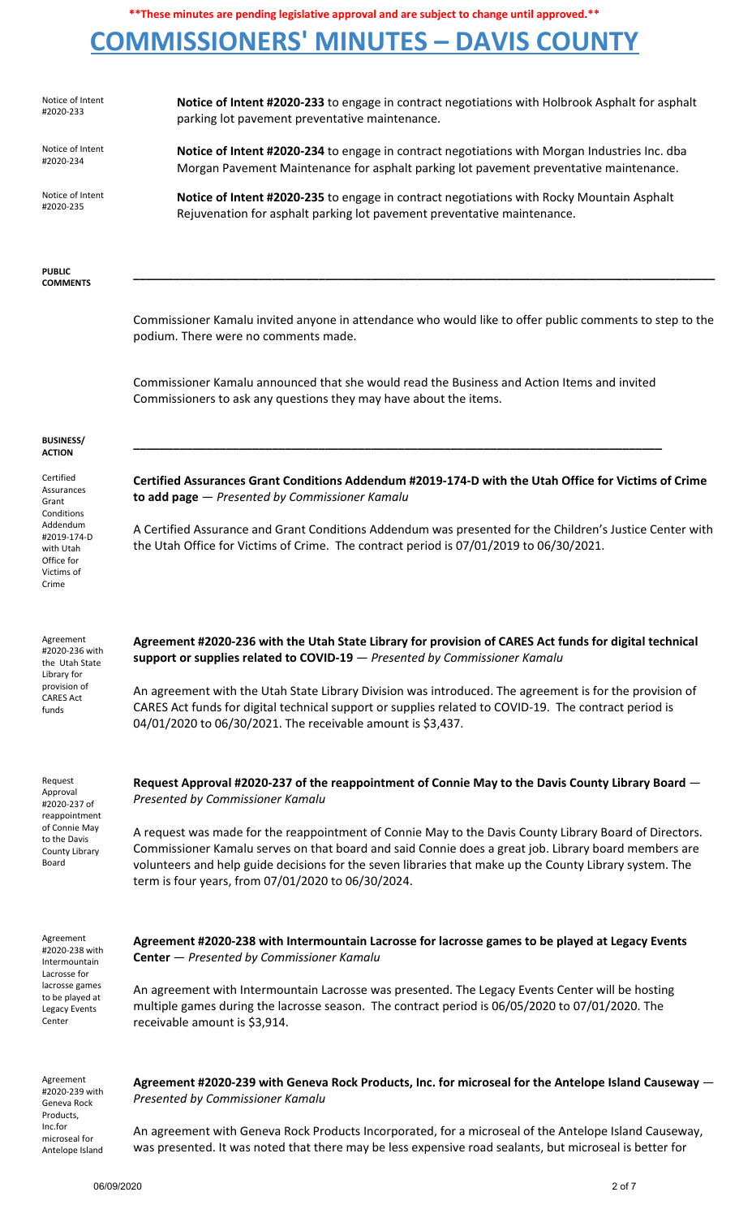**These minutes are pending legislative approval and are subject to change until approved.**

# COMMISSIONERS' MINUTES – DAVIS COUNTY

Notice of Intent #2020-233

**Notice of Intent #2020-233** to engage in contract negotiations with Holbrook Asphalt for asphalt parking lot pavement preventative maintenance.

Notice of Intent #2020-234

**Notice of Intent #2020-234** to engage in contract negotiations with Morgan Industries Inc. dba Morgan Pavement Maintenance for asphalt parking lot pavement preventative maintenance.

Notice of Intent #2020-235

**Notice of Intent #2020-235** to engage in contract negotiations with Rocky Mountain Asphalt Rejuvenation for asphalt parking lot pavement preventative maintenance.

**PUBLIC COMMENTS**

Commissioner Kamalu invited anyone in attendance who would like to offer public comments to step to the podium. There were no comments made.

Commissioner Kamalu announced that she would read the Business and Action Items and invited Commissioners to ask any questions they may have about the items.

**BUSINESS/ ACTION**

Certified Assurances Grant Conditions Addendum #2019-174-D with Utah Office for Victims of Crime

**Certified Assurances Grant Conditions Addendum #2019-174-D with the Utah Office for Victims of Crime to add page** — *Presented by Commissioner Kamalu*

A Certified Assurance and Grant Conditions Addendum was presented for the Children's Justice Center with the Utah Office for Victims of Crime. The contract period is 07/01/2019 to 06/30/2021.

Agreement #2020-236 with the Utah State Library for provision of CARES Act funds

**Agreement #2020-236 with the Utah State Library for provision of CARES Act funds for digital technical support or supplies related to COVID-19** — *Presented by Commissioner Kamalu*

An agreement with the Utah State Library Division was introduced. The agreement is for the provision of CARES Act funds for digital technical support or supplies related to COVID-19. The contract period is 04/01/2020 to 06/30/2021. The receivable amount is $3,437.

Request Approval #2020-237 of reappointment of Connie May to the Davis County Library Board

**Request Approval #2020-237 of the reappointment of Connie May to the Davis County Library Board** — *Presented by Commissioner Kamalu*

A request was made for the reappointment of Connie May to the Davis County Library Board of Directors. Commissioner Kamalu serves on that board and said Connie does a great job. Library board members are volunteers and help guide decisions for the seven libraries that make up the County Library system. The term is four years, from 07/01/2020 to 06/30/2024.

Agreement #2020-238 with Intermountain Lacrosse for lacrosse games to be played at Legacy Events Center

**Agreement #2020-238 with Intermountain Lacrosse for lacrosse games to be played at Legacy Events Center** — *Presented by Commissioner Kamalu*

An agreement with Intermountain Lacrosse was presented. The Legacy Events Center will be hosting multiple games during the lacrosse season. The contract period is 06/05/2020 to 07/01/2020. The receivable amount is $3,914.

Agreement #2020-239 with Geneva Rock Products, Inc.for microseal for Antelope Island

**Agreement #2020-239 with Geneva Rock Products, Inc. for microseal for the Antelope Island Causeway** — *Presented by Commissioner Kamalu*

An agreement with Geneva Rock Products Incorporated, for a microseal of the Antelope Island Causeway, was presented. It was noted that there may be less expensive road sealants, but microseal is better for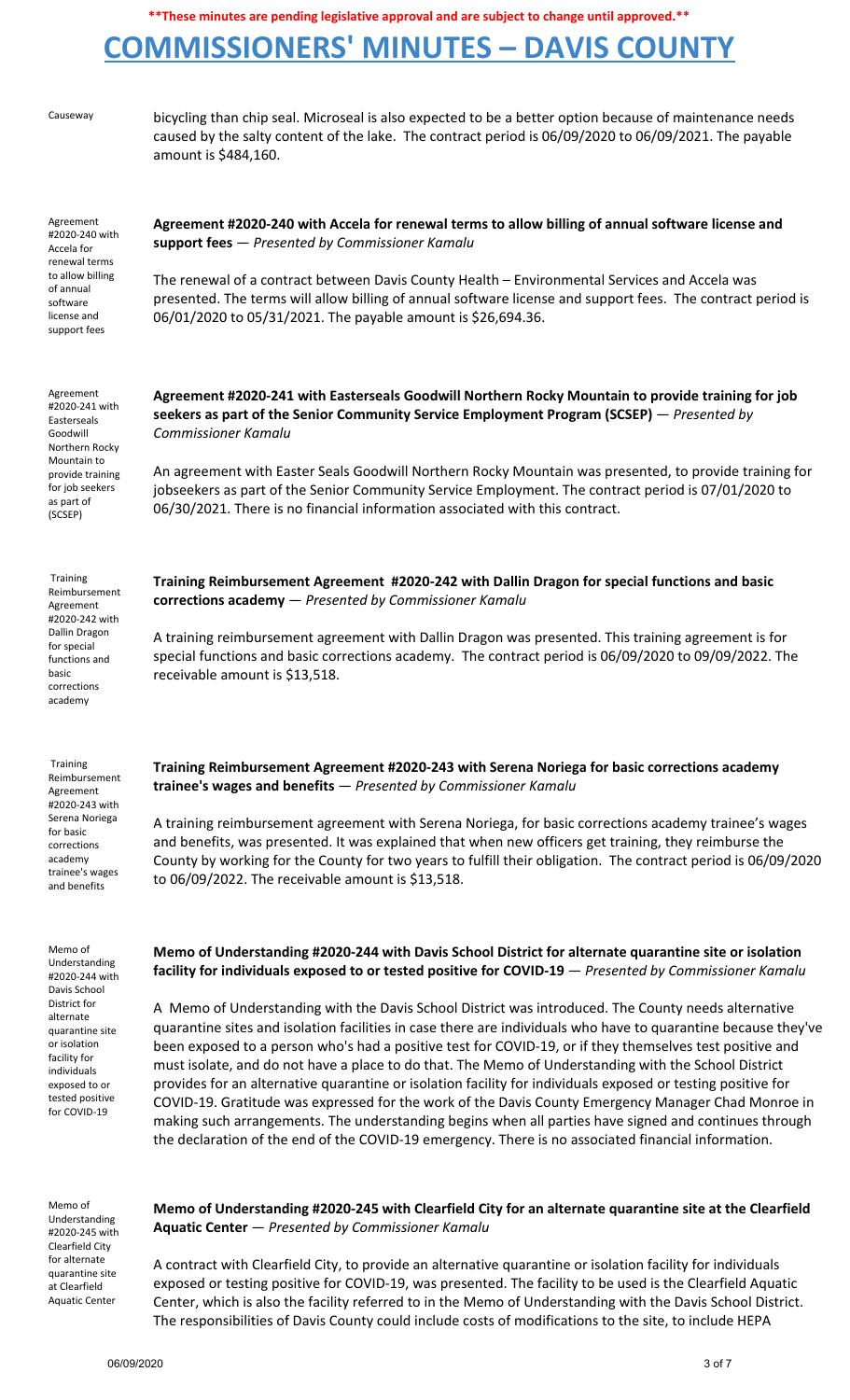Causeway

bicycling than chip seal. Microseal is also expected to be a better option because of maintenance needs caused by the salty content of the lake. The contract period is 06/09/2020 to 06/09/2021. The payable amount is $484,160.

Agreement #2020-240 with Accela for renewal terms to allow billing of annual software license and support fees

**Agreement #2020-240 with Accela for renewal terms to allow billing of annual software license and support fees** — *Presented by Commissioner Kamalu*

The renewal of a contract between Davis County Health – Environmental Services and Accela was presented. The terms will allow billing of annual software license and support fees. The contract period is 06/01/2020 to 05/31/2021. The payable amount is $26,694.36.

Agreement #2020-241 with Easterseals Goodwill Northern Rocky Mountain to provide training for job seekers as part of (SCSEP)

**Agreement #2020-241 with Easterseals Goodwill Northern Rocky Mountain to provide training for job seekers as part of the Senior Community Service Employment Program (SCSEP)** — *Presented by Commissioner Kamalu*

An agreement with Easter Seals Goodwill Northern Rocky Mountain was presented, to provide training for jobseekers as part of the Senior Community Service Employment. The contract period is 07/01/2020 to 06/30/2021. There is no financial information associated with this contract.

Training Reimbursement Agreement #2020-242 with Dallin Dragon for special functions and basic corrections academy

**Training Reimbursement Agreement #2020-242 with Dallin Dragon for special functions and basic corrections academy** — *Presented by Commissioner Kamalu*

A training reimbursement agreement with Dallin Dragon was presented. This training agreement is for special functions and basic corrections academy. The contract period is 06/09/2020 to 09/09/2022. The receivable amount is $13,518.

Training Reimbursement Agreement #2020-243 with Serena Noriega for basic corrections academy trainee's wages and benefits

**Training Reimbursement Agreement #2020-243 with Serena Noriega for basic corrections academy trainee's wages and benefits** — *Presented by Commissioner Kamalu*

A training reimbursement agreement with Serena Noriega, for basic corrections academy trainee's wages and benefits, was presented. It was explained that when new officers get training, they reimburse the County by working for the County for two years to fulfill their obligation. The contract period is 06/09/2020 to 06/09/2022. The receivable amount is $13,518.

Memo of Understanding #2020-244 with Davis School District for alternate quarantine site or isolation facility for individuals exposed to or tested positive for COVID-19

**Memo of Understanding #2020-244 with Davis School District for alternate quarantine site or isolation facility for individuals exposed to or tested positive for COVID-19** — *Presented by Commissioner Kamalu*

A Memo of Understanding with the Davis School District was introduced. The County needs alternative quarantine sites and isolation facilities in case there are individuals who have to quarantine because they've been exposed to a person who's had a positive test for COVID-19, or if they themselves test positive and must isolate, and do not have a place to do that. The Memo of Understanding with the School District provides for an alternative quarantine or isolation facility for individuals exposed or testing positive for COVID-19. Gratitude was expressed for the work of the Davis County Emergency Manager Chad Monroe in making such arrangements. The understanding begins when all parties have signed and continues through the declaration of the end of the COVID-19 emergency. There is no associated financial information.

Memo of Understanding #2020-245 with Clearfield City for alternate quarantine site at Clearfield Aquatic Center

**Memo of Understanding #2020-245 with Clearfield City for an alternate quarantine site at the Clearfield Aquatic Center** — *Presented by Commissioner Kamalu*

A contract with Clearfield City, to provide an alternative quarantine or isolation facility for individuals exposed or testing positive for COVID-19, was presented. The facility to be used is the Clearfield Aquatic Center, which is also the facility referred to in the Memo of Understanding with the Davis School District. The responsibilities of Davis County could include costs of modifications to the site, to include HEPA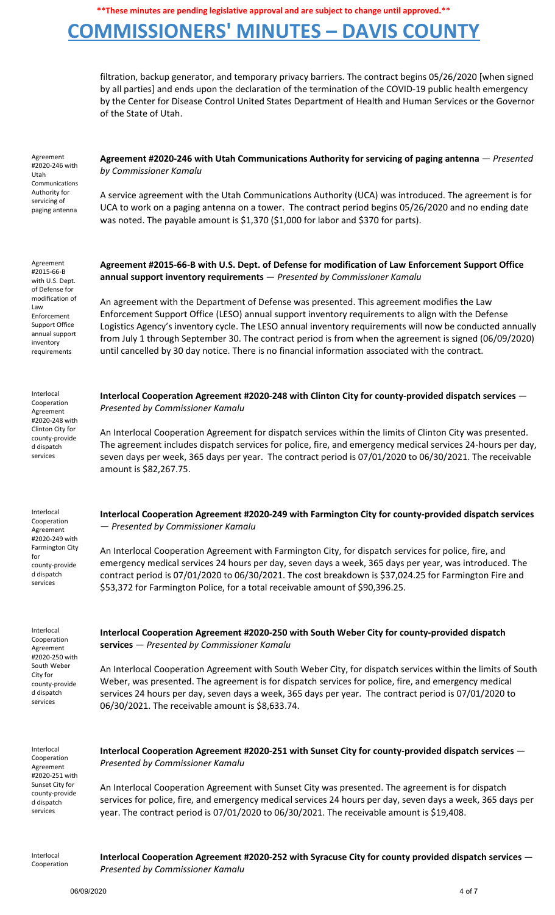filtration, backup generator, and temporary privacy barriers. The contract begins 05/26/2020 [when signed by all parties] and ends upon the declaration of the termination of the COVID-19 public health emergency by the Center for Disease Control United States Department of Health and Human Services or the Governor of the State of Utah.

Agreement #2020-246 with Utah Communications Authority for servicing of paging antenna

**Agreement #2020-246 with Utah Communications Authority for servicing of paging antenna** — *Presented by Commissioner Kamalu*

A service agreement with the Utah Communications Authority (UCA) was introduced. The agreement is for UCA to work on a paging antenna on a tower. The contract period begins 05/26/2020 and no ending date was noted. The payable amount is $1,370 ($1,000 for labor and $370 for parts).

Agreement #2015-66-B with U.S. Dept. of Defense for modification of Law Enforcement Support Office annual support inventory requirements

**Agreement #2015-66-B with U.S. Dept. of Defense for modification of Law Enforcement Support Office annual support inventory requirements** — *Presented by Commissioner Kamalu*

An agreement with the Department of Defense was presented. This agreement modifies the Law Enforcement Support Office (LESO) annual support inventory requirements to align with the Defense Logistics Agency's inventory cycle. The LESO annual inventory requirements will now be conducted annually from July 1 through September 30. The contract period is from when the agreement is signed (06/09/2020) until cancelled by 30 day notice. There is no financial information associated with the contract.

Interlocal Cooperation Agreement #2020-248 with Clinton City for county-provided dispatch services

**Interlocal Cooperation Agreement #2020-248 with Clinton City for county-provided dispatch services** — *Presented by Commissioner Kamalu*

An Interlocal Cooperation Agreement for dispatch services within the limits of Clinton City was presented. The agreement includes dispatch services for police, fire, and emergency medical services 24-hours per day, seven days per week, 365 days per year. The contract period is 07/01/2020 to 06/30/2021. The receivable amount is $82,267.75.

Interlocal Cooperation Agreement #2020-249 with Farmington City for county-provided dispatch services

**Interlocal Cooperation Agreement #2020-249 with Farmington City for county-provided dispatch services** — *Presented by Commissioner Kamalu*

An Interlocal Cooperation Agreement with Farmington City, for dispatch services for police, fire, and emergency medical services 24 hours per day, seven days a week, 365 days per year, was introduced. The contract period is 07/01/2020 to 06/30/2021. The cost breakdown is $37,024.25 for Farmington Fire and $53,372 for Farmington Police, for a total receivable amount of $90,396.25.

Interlocal Cooperation Agreement #2020-250 with South Weber City for county-provided dispatch services

**Interlocal Cooperation Agreement #2020-250 with South Weber City for county-provided dispatch services** — *Presented by Commissioner Kamalu*

An Interlocal Cooperation Agreement with South Weber City, for dispatch services within the limits of South Weber, was presented. The agreement is for dispatch services for police, fire, and emergency medical services 24 hours per day, seven days a week, 365 days per year. The contract period is 07/01/2020 to 06/30/2021. The receivable amount is $8,633.74.

Interlocal Cooperation Agreement #2020-251 with Sunset City for county-provided dispatch services

**Interlocal Cooperation Agreement #2020-251 with Sunset City for county-provided dispatch services** — *Presented by Commissioner Kamalu*

An Interlocal Cooperation Agreement with Sunset City was presented. The agreement is for dispatch services for police, fire, and emergency medical services 24 hours per day, seven days a week, 365 days per year. The contract period is 07/01/2020 to 06/30/2021. The receivable amount is $19,408.

Interlocal Cooperation

**Interlocal Cooperation Agreement #2020-252 with Syracuse City for county provided dispatch services** — *Presented by Commissioner Kamalu*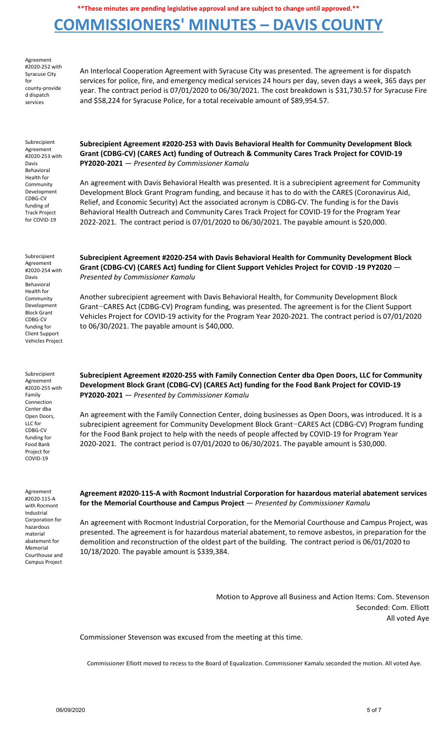**These minutes are pending legislative approval and are subject to change until approved.**

# COMMISSIONERS' MINUTES – DAVIS COUNTY

Agreement #2020-252 with Syracuse City for county-provided dispatch services

An Interlocal Cooperation Agreement with Syracuse City was presented. The agreement is for dispatch services for police, fire, and emergency medical services 24 hours per day, seven days a week, 365 days per year. The contract period is 07/01/2020 to 06/30/2021. The cost breakdown is $31,730.57 for Syracuse Fire and $58,224 for Syracuse Police, for a total receivable amount of $89,954.57.

Subrecipient Agreement #2020-253 with Davis Behavioral Health for Community Development CDBG-CV funding of Track Project for COVID-19

**Subrecipient Agreement #2020-253 with Davis Behavioral Health for Community Development Block Grant (CDBG-CV) (CARES Act) funding of Outreach & Community Cares Track Project for COVID-19 PY2020-2021** — *Presented by Commissioner Kamalu*

An agreement with Davis Behavioral Health was presented. It is a subrecipient agreement for Community Development Block Grant Program funding, and because it has to do with the CARES (Coronavirus Aid, Relief, and Economic Security) Act the associated acronym is CDBG-CV. The funding is for the Davis Behavioral Health Outreach and Community Cares Track Project for COVID-19 for the Program Year 2022-2021. The contract period is 07/01/2020 to 06/30/2021. The payable amount is $20,000.

Subrecipient Agreement #2020-254 with Davis Behavioral Health for Community Development Block Grant CDBG-CV funding for Client Support Vehicles Project

**Subrecipient Agreement #2020-254 with Davis Behavioral Health for Community Development Block Grant (CDBG-CV) (CARES Act) funding for Client Support Vehicles Project for COVID -19 PY2020** — *Presented by Commissioner Kamalu*

Another subrecipient agreement with Davis Behavioral Health, for Community Development Block Grant−CARES Act (CDBG-CV) Program funding, was presented. The agreement is for the Client Support Vehicles Project for COVID-19 activity for the Program Year 2020-2021. The contract period is 07/01/2020 to 06/30/2021. The payable amount is $40,000.

Subrecipient Agreement #2020-255 with Family Connection Center dba Open Doors, LLC for CDBG-CV funding for Food Bank Project for COVID-19

**Subrecipient Agreement #2020-255 with Family Connection Center dba Open Doors, LLC for Community Development Block Grant (CDBG-CV) (CARES Act) funding for the Food Bank Project for COVID-19 PY2020-2021** — *Presented by Commissioner Kamalu*

An agreement with the Family Connection Center, doing businesses as Open Doors, was introduced. It is a subrecipient agreement for Community Development Block Grant−CARES Act (CDBG-CV) Program funding for the Food Bank project to help with the needs of people affected by COVID-19 for Program Year 2020-2021. The contract period is 07/01/2020 to 06/30/2021. The payable amount is $30,000.

Agreement #2020-115-A with Rocmont Industrial Corporation for hazardous material abatement for Memorial Courthouse and Campus Project

**Agreement #2020-115-A with Rocmont Industrial Corporation for hazardous material abatement services for the Memorial Courthouse and Campus Project** — *Presented by Commissioner Kamalu*

An agreement with Rocmont Industrial Corporation, for the Memorial Courthouse and Campus Project, was presented. The agreement is for hazardous material abatement, to remove asbestos, in preparation for the demolition and reconstruction of the oldest part of the building. The contract period is 06/01/2020 to 10/18/2020. The payable amount is $339,384.

Motion to Approve all Business and Action Items: Com. Stevenson
Seconded: Com. Elliott
All voted Aye

Commissioner Stevenson was excused from the meeting at this time.

Commissioner Elliott moved to recess to the Board of Equalization. Commissioner Kamalu seconded the motion. All voted Aye.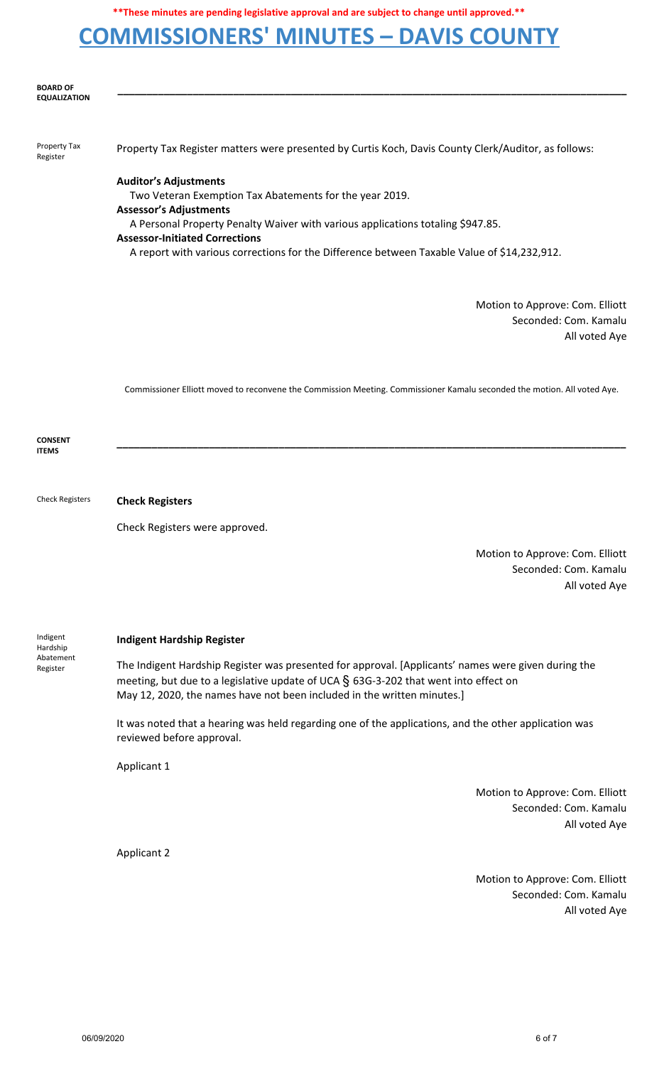**These minutes are pending legislative approval and are subject to change until approved.**

# COMMISSIONERS' MINUTES – DAVIS COUNTY

## BOARD OF EQUALIZATION

---

Property Tax Register

Property Tax Register matters were presented by Curtis Koch, Davis County Clerk/Auditor, as follows:

**Auditor's Adjustments**
Two Veteran Exemption Tax Abatements for the year 2019.
**Assessor's Adjustments**
A Personal Property Penalty Waiver with various applications totaling $947.85.
**Assessor-Initiated Corrections**
A report with various corrections for the Difference between Taxable Value of $14,232,912.

Motion to Approve: Com. Elliott
Seconded: Com. Kamalu
All voted Aye

Commissioner Elliott moved to reconvene the Commission Meeting. Commissioner Kamalu seconded the motion. All voted Aye.

## CONSENT ITEMS

---

Check Registers

**Check Registers**

Check Registers were approved.

Motion to Approve: Com. Elliott
Seconded: Com. Kamalu
All voted Aye

Indigent Hardship Abatement Register

**Indigent Hardship Register**

The Indigent Hardship Register was presented for approval. [Applicants' names were given during the meeting, but due to a legislative update of UCA § 63G-3-202 that went into effect on May 12, 2020, the names have not been included in the written minutes.]

It was noted that a hearing was held regarding one of the applications, and the other application was reviewed before approval.

Applicant 1

Motion to Approve: Com. Elliott
Seconded: Com. Kamalu
All voted Aye

Applicant 2

Motion to Approve: Com. Elliott
Seconded: Com. Kamalu
All voted Aye

06/09/2020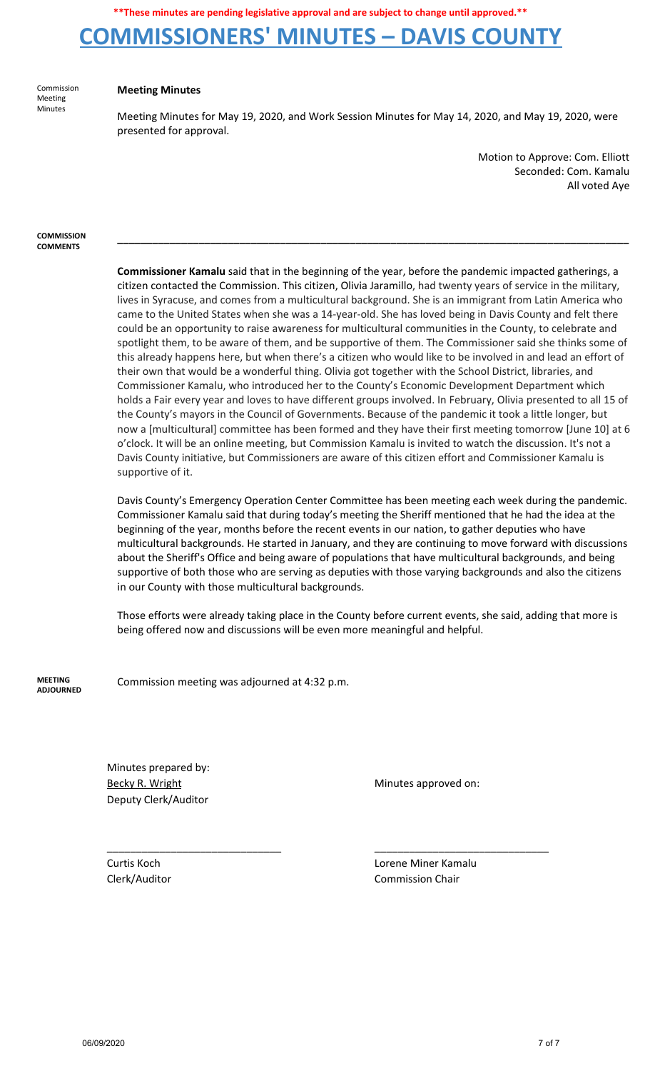Commission Meeting Minutes

**Meeting Minutes**

Meeting Minutes for May 19, 2020, and Work Session Minutes for May 14, 2020, and May 19, 2020, were presented for approval.

Motion to Approve: Com. Elliott
Seconded: Com. Kamalu
All voted Aye

**COMMISSION COMMENTS**

---

**Commissioner Kamalu** said that in the beginning of the year, before the pandemic impacted gatherings, a citizen contacted the Commission. This citizen, Olivia Jaramillo, had twenty years of service in the military, lives in Syracuse, and comes from a multicultural background. She is an immigrant from Latin America who came to the United States when she was a 14-year-old. She has loved being in Davis County and felt there could be an opportunity to raise awareness for multicultural communities in the County, to celebrate and spotlight them, to be aware of them, and be supportive of them. The Commissioner said she thinks some of this already happens here, but when there's a citizen who would like to be involved in and lead an effort of their own that would be a wonderful thing. Olivia got together with the School District, libraries, and Commissioner Kamalu, who introduced her to the County's Economic Development Department which holds a Fair every year and loves to have different groups involved. In February, Olivia presented to all 15 of the County's mayors in the Council of Governments. Because of the pandemic it took a little longer, but now a [multicultural] committee has been formed and they have their first meeting tomorrow [June 10] at 6 o'clock. It will be an online meeting, but Commission Kamalu is invited to watch the discussion. It's not a Davis County initiative, but Commissioners are aware of this citizen effort and Commissioner Kamalu is supportive of it.

Davis County's Emergency Operation Center Committee has been meeting each week during the pandemic. Commissioner Kamalu said that during today's meeting the Sheriff mentioned that he had the idea at the beginning of the year, months before the recent events in our nation, to gather deputies who have multicultural backgrounds. He started in January, and they are continuing to move forward with discussions about the Sheriff's Office and being aware of populations that have multicultural backgrounds, and being supportive of both those who are serving as deputies with those varying backgrounds and also the citizens in our County with those multicultural backgrounds.

Those efforts were already taking place in the County before current events, she said, adding that more is being offered now and discussions will be even more meaningful and helpful.

**MEETING ADJOURNED**

Commission meeting was adjourned at 4:32 p.m.

Minutes prepared by:
Becky R. Wright
Deputy Clerk/Auditor

Minutes approved on:

_____________________________

Curtis Koch
Clerk/Auditor

_____________________________

Lorene Miner Kamalu
Commission Chair